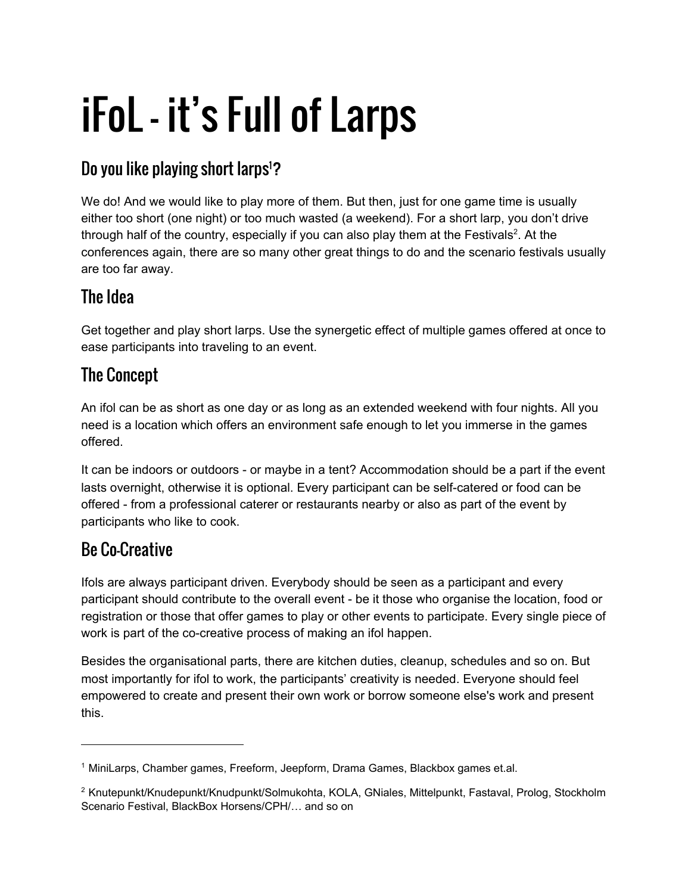# iFoL - it's Full of Larps

## Do you like playing short larps[1]?

We do! And we would like to play more of them. But then, just for one game time is usually either too short (one night) or too much wasted (a weekend). For a short larp, you don't drive through half of the country, especially if you can also play them at the Festivals[2]. At the conferences again, there are so many other great things to do and the scenario festivals usually are too far away.

## The Idea

Get together and play short larps. Use the synergetic effect of multiple games offered at once to ease participants into traveling to an event.

## The Concept

An ifol can be as short as one day or as long as an extended weekend with four nights. All you need is a location which offers an environment safe enough to let you immerse in the games offered.

It can be indoors or outdoors - or maybe in a tent? Accommodation should be a part if the event lasts overnight, otherwise it is optional. Every participant can be self-catered or food can be offered - from a professional caterer or restaurants nearby or also as part of the event by participants who like to cook.

## Be Co-Creative

Ifols are always participant driven. Everybody should be seen as a participant and every participant should contribute to the overall event - be it those who organise the location, food or registration or those that offer games to play or other events to participate. Every single piece of work is part of the co-creative process of making an ifol happen.

Besides the organisational parts, there are kitchen duties, cleanup, schedules and so on. But most importantly for ifol to work, the participants' creativity is needed. Everyone should feel empowered to create and present their own work or borrow someone else's work and present this.

---

[1] MiniLarps, Chamber games, Freeform, Jeepform, Drama Games, Blackbox games et.al.

[2] Knutepunkt/Knudepunkt/Knudpunkt/Solmukohta, KOLA, GNiales, Mittelpunkt, Fastaval, Prolog, Stockholm Scenario Festival, BlackBox Horsens/CPH/… and so on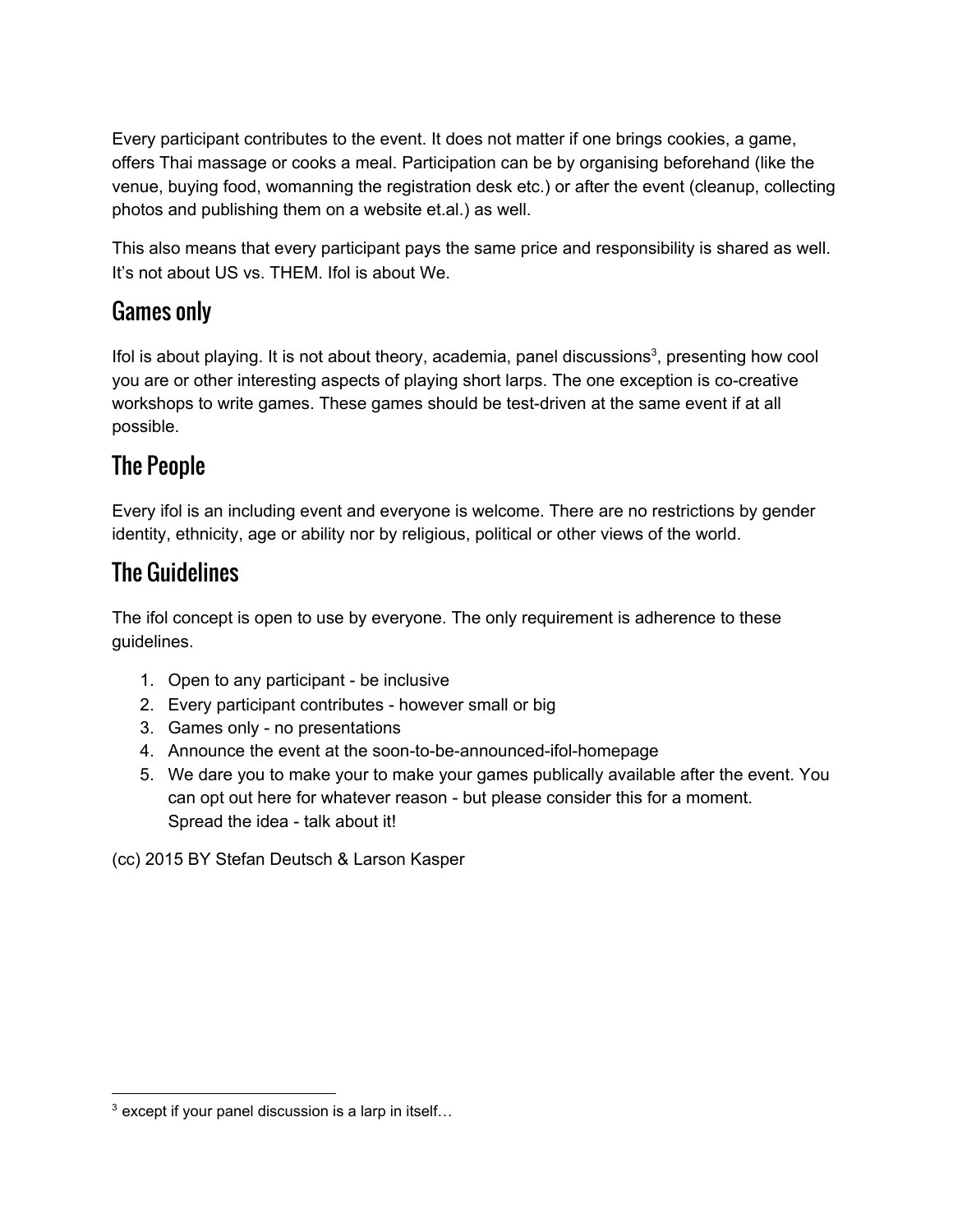Every participant contributes to the event. It does not matter if one brings cookies, a game, offers Thai massage or cooks a meal. Participation can be by organising beforehand (like the venue, buying food, womanning the registration desk etc.) or after the event (cleanup, collecting photos and publishing them on a website et.al.) as well.

This also means that every participant pays the same price and responsibility is shared as well. It's not about US vs. THEM. Ifol is about We.

## Games only

Ifol is about playing. It is not about theory, academia, panel discussions[3], presenting how cool you are or other interesting aspects of playing short larps. The one exception is co-creative workshops to write games. These games should be test-driven at the same event if at all possible.

## The People

Every ifol is an including event and everyone is welcome. There are no restrictions by gender identity, ethnicity, age or ability nor by religious, political or other views of the world.

## The Guidelines

The ifol concept is open to use by everyone. The only requirement is adherence to these guidelines.

1. Open to any participant - be inclusive
2. Every participant contributes - however small or big
3. Games only - no presentations
4. Announce the event at the soon-to-be-announced-ifol-homepage
5. We dare you to make your to make your games publically available after the event. You can opt out here for whatever reason - but please consider this for a moment.
   Spread the idea - talk about it!

(cc) 2015 BY Stefan Deutsch & Larson Kasper

---

[3] except if your panel discussion is a larp in itself…